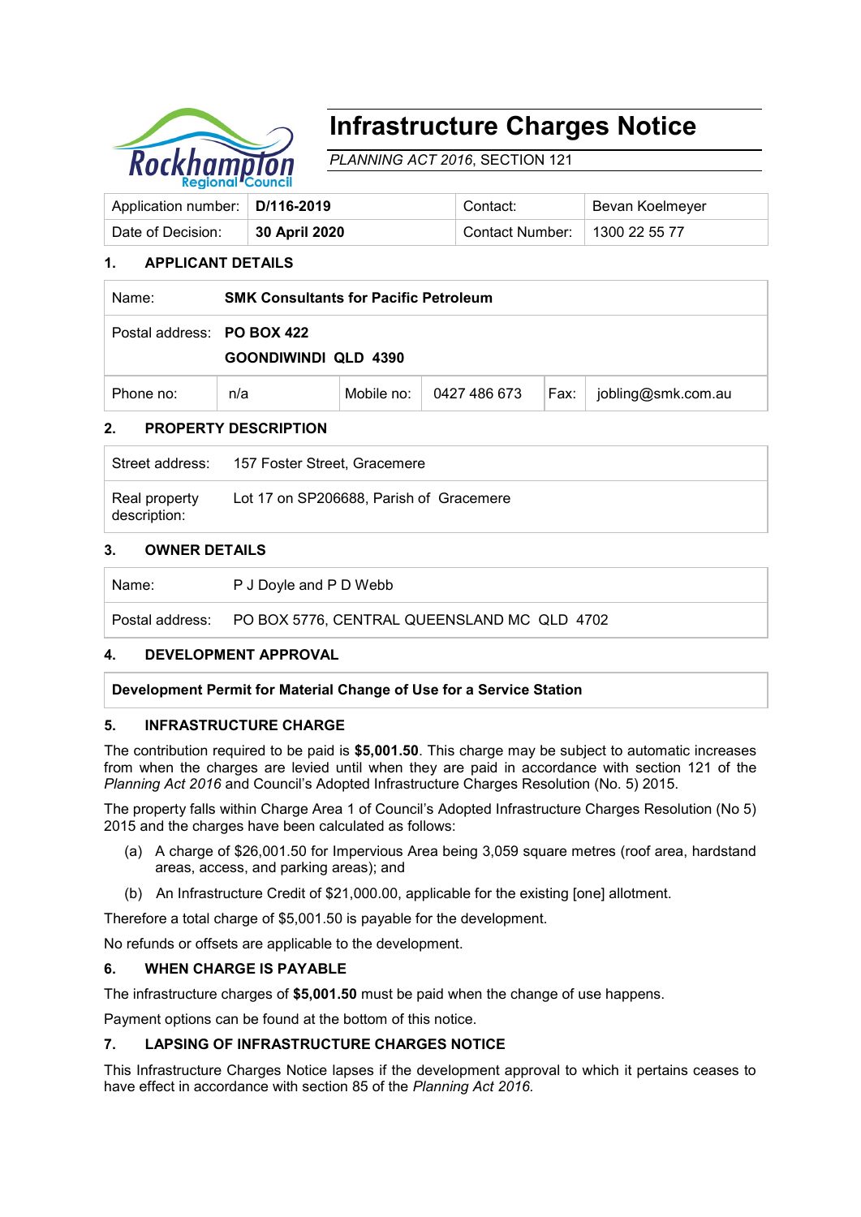# Infrastructure Charges Notice

*PLANNING ACT 2016*, SECTION 121

| Application number: | **D/116-2019** | Contact: | Bevan Koelmeyer |
|---|---|---|---|
| Date of Decision: | **30 April 2020** | Contact Number: | 1300 22 55 77 |

## 1. APPLICANT DETAILS

| Name: | **SMK Consultants for Pacific Petroleum** | | | | |
|---|---|---|---|---|---|
| Postal address: | **PO BOX 422**<br>**GOONDIWINDI QLD 4390** | | | | |
| Phone no: | n/a | Mobile no: | 0427 486 673 | Fax: | jobling@smk.com.au |

## 2. PROPERTY DESCRIPTION

| Street address: | 157 Foster Street, Gracemere |
|---|---|
| Real property description: | Lot 17 on SP206688, Parish of Gracemere |

## 3. OWNER DETAILS

| Name: | P J Doyle and P D Webb |
|---|---|
| Postal address: | PO BOX 5776, CENTRAL QUEENSLAND MC QLD 4702 |

## 4. DEVELOPMENT APPROVAL

**Development Permit for Material Change of Use for a Service Station**

## 5. INFRASTRUCTURE CHARGE

The contribution required to be paid is **$5,001.50**. This charge may be subject to automatic increases from when the charges are levied until when they are paid in accordance with section 121 of the *Planning Act 2016* and Council's Adopted Infrastructure Charges Resolution (No. 5) 2015.

The property falls within Charge Area 1 of Council's Adopted Infrastructure Charges Resolution (No 5) 2015 and the charges have been calculated as follows:

(a) A charge of $26,001.50 for Impervious Area being 3,059 square metres (roof area, hardstand areas, access, and parking areas); and

(b) An Infrastructure Credit of $21,000.00, applicable for the existing [one] allotment.

Therefore a total charge of $5,001.50 is payable for the development.

No refunds or offsets are applicable to the development.

## 6. WHEN CHARGE IS PAYABLE

The infrastructure charges of **$5,001.50** must be paid when the change of use happens.

Payment options can be found at the bottom of this notice.

## 7. LAPSING OF INFRASTRUCTURE CHARGES NOTICE

This Infrastructure Charges Notice lapses if the development approval to which it pertains ceases to have effect in accordance with section 85 of the *Planning Act 2016.*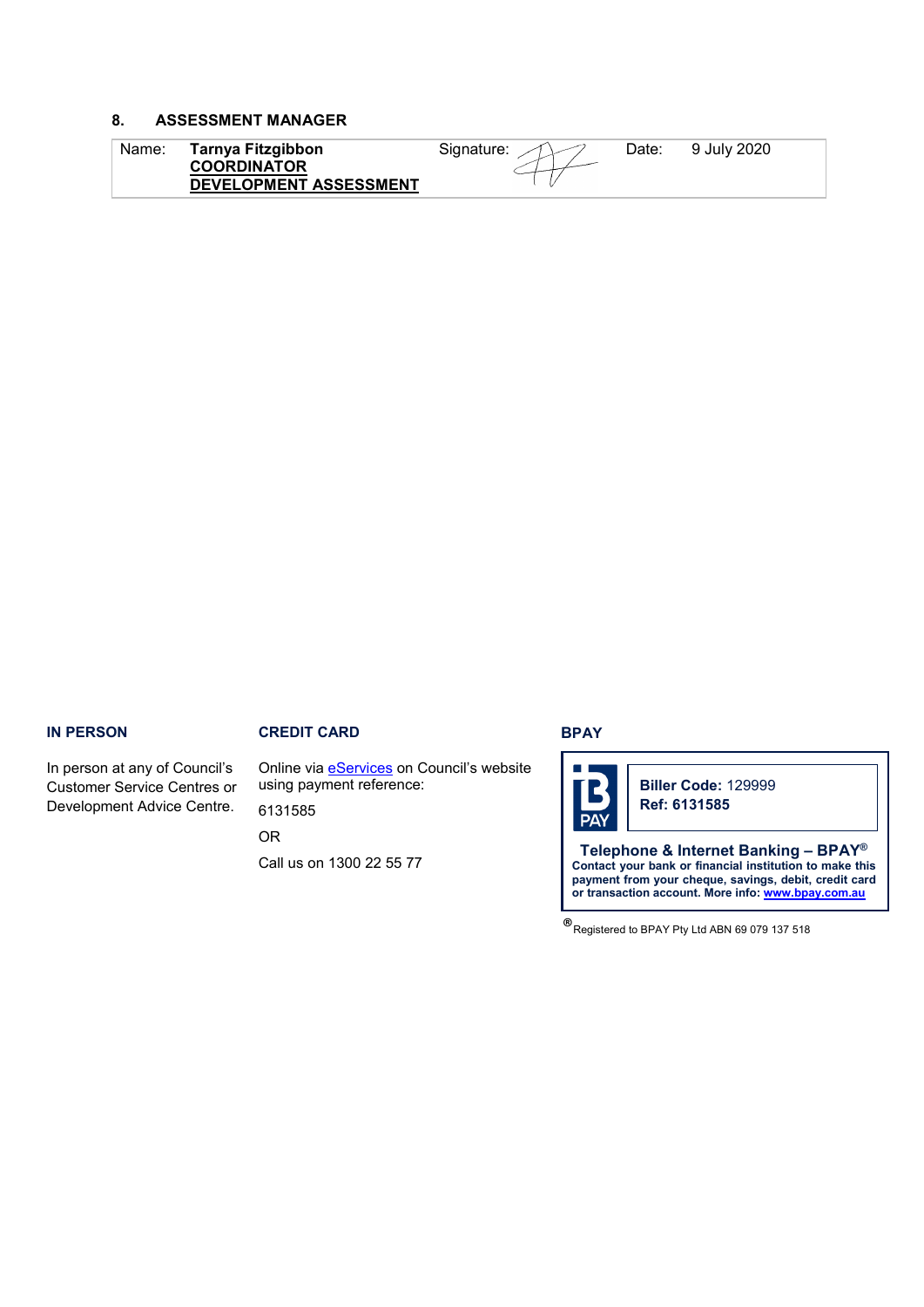## 8. ASSESSMENT MANAGER

| | | | | | |
|---|---|---|---|---|---|
| Name: | **Tarnya Fitzgibbon**<br>**COORDINATOR**<br>**DEVELOPMENT ASSESSMENT** | Signature: | | Date: | 9 July 2020 |

**IN PERSON**

In person at any of Council's Customer Service Centres or Development Advice Centre.

**CREDIT CARD**

Online via eServices on Council's website using payment reference:

6131585

OR

Call us on 1300 22 55 77

**BPAY**

B PAY

**Biller Code:** 129999
**Ref: 6131585**

**Telephone & Internet Banking – BPAY®**
**Contact your bank or financial institution to make this payment from your cheque, savings, debit, credit card or transaction account. More info: www.bpay.com.au**

® Registered to BPAY Pty Ltd ABN 69 079 137 518